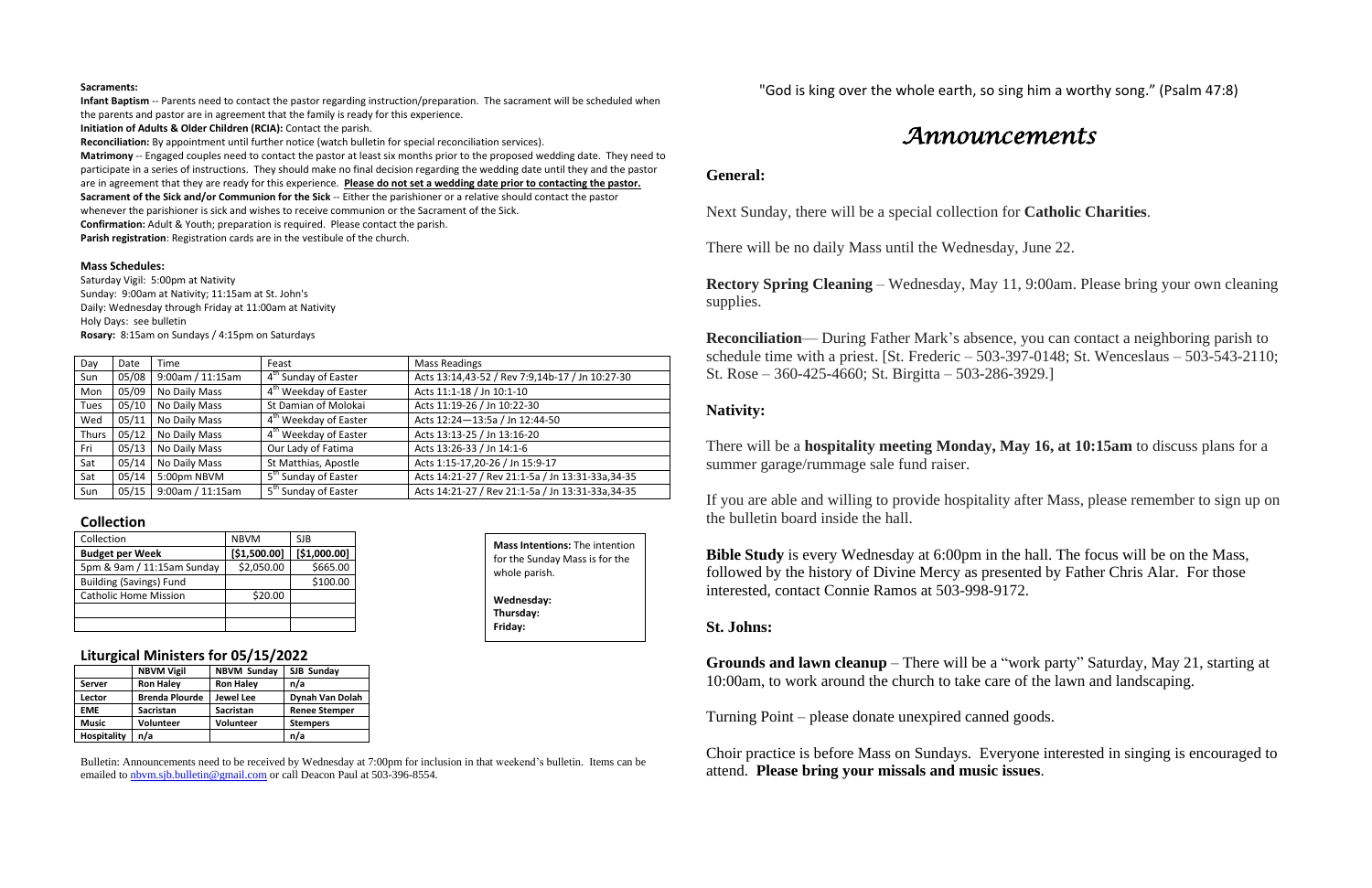**Sacraments:**

**Infant Baptism** -- Parents need to contact the pastor regarding instruction/preparation. The sacrament will be scheduled when the parents and pastor are in agreement that the family is ready for this experience.

**Initiation of Adults & Older Children (RCIA):** Contact the parish.

**Reconciliation:** By appointment until further notice (watch bulletin for special reconciliation services).

**Matrimony** -- Engaged couples need to contact the pastor at least six months prior to the proposed wedding date. They need to participate in a series of instructions. They should make no final decision regarding the wedding date until they and the pastor are in agreement that they are ready for this experience. **Please do not set a wedding date prior to contacting the pastor.**

**Sacrament of the Sick and/or Communion for the Sick** -- Either the parishioner or a relative should contact the pastor whenever the parishioner is sick and wishes to receive communion or the Sacrament of the Sick.

**Confirmation:** Adult & Youth; preparation is required. Please contact the parish.

**Parish registration**: Registration cards are in the vestibule of the church.

**Mass Schedules:**

Saturday Vigil: 5:00pm at Nativity
Sunday: 9:00am at Nativity; 11:15am at St. John's
Daily: Wednesday through Friday at 11:00am at Nativity
Holy Days: see bulletin
**Rosary:** 8:15am on Sundays / 4:15pm on Saturdays

| Day | Date | Time | Feast | Mass Readings |
|---|---|---|---|---|
| Sun | 05/08 | 9:00am / 11:15am | 4th Sunday of Easter | Acts 13:14,43-52 / Rev 7:9,14b-17 / Jn 10:27-30 |
| Mon | 05/09 | No Daily Mass | 4th Weekday of Easter | Acts 11:1-18 / Jn 10:1-10 |
| Tues | 05/10 | No Daily Mass | St Damian of Molokai | Acts 11:19-26 / Jn 10:22-30 |
| Wed | 05/11 | No Daily Mass | 4th Weekday of Easter | Acts 12:24—13:5a / Jn 12:44-50 |
| Thurs | 05/12 | No Daily Mass | 4th Weekday of Easter | Acts 13:13-25 / Jn 13:16-20 |
| Fri | 05/13 | No Daily Mass | Our Lady of Fatima | Acts 13:26-33 / Jn 14:1-6 |
| Sat | 05/14 | No Daily Mass | St Matthias, Apostle | Acts 1:15-17,20-26 / Jn 15:9-17 |
| Sat | 05/14 | 5:00pm NBVM | 5th Sunday of Easter | Acts 14:21-27 / Rev 21:1-5a / Jn 13:31-33a,34-35 |
| Sun | 05/15 | 9:00am / 11:15am | 5th Sunday of Easter | Acts 14:21-27 / Rev 21:1-5a / Jn 13:31-33a,34-35 |

### Collection

| Collection | NBVM | SJB |
|---|---|---|
| **Budget per Week** | **[$1,500.00]** | **[$1,000.00]** |
| 5pm & 9am / 11:15am Sunday | $2,050.00 | $665.00 |
| Building (Savings) Fund | | $100.00 |
| Catholic Home Mission | $20.00 | |
| | | |
| | | |

**Mass Intentions:** The intention for the Sunday Mass is for the whole parish.

**Wednesday:**
**Thursday:**
**Friday:**

### Liturgical Ministers for 05/15/2022

| | NBVM Vigil | NBVM Sunday | SJB Sunday |
|---|---|---|---|
| **Server** | **Ron Haley** | **Ron Haley** | **n/a** |
| **Lector** | **Brenda Plourde** | **Jewel Lee** | **Dynah Van Dolah** |
| **EME** | **Sacristan** | **Sacristan** | **Renee Stemper** |
| **Music** | **Volunteer** | **Volunteer** | **Stempers** |
| **Hospitality** | **n/a** | | **n/a** |

Bulletin: Announcements need to be received by Wednesday at 7:00pm for inclusion in that weekend's bulletin. Items can be emailed to nbvm.sjb.bulletin@gmail.com or call Deacon Paul at 503-396-8554.

"God is king over the whole earth, so sing him a worthy song." (Psalm 47:8)

# *Announcements*

### General:

Next Sunday, there will be a special collection for **Catholic Charities**.

There will be no daily Mass until the Wednesday, June 22.

**Rectory Spring Cleaning** – Wednesday, May 11, 9:00am. Please bring your own cleaning supplies.

**Reconciliation**— During Father Mark's absence, you can contact a neighboring parish to schedule time with a priest. [St. Frederic – 503-397-0148; St. Wenceslaus – 503-543-2110; St. Rose – 360-425-4660; St. Birgitta – 503-286-3929.]

### Nativity:

There will be a **hospitality meeting Monday, May 16, at 10:15am** to discuss plans for a summer garage/rummage sale fund raiser.

If you are able and willing to provide hospitality after Mass, please remember to sign up on the bulletin board inside the hall.

**Bible Study** is every Wednesday at 6:00pm in the hall. The focus will be on the Mass, followed by the history of Divine Mercy as presented by Father Chris Alar. For those interested, contact Connie Ramos at 503-998-9172.

### St. Johns:

**Grounds and lawn cleanup** – There will be a "work party" Saturday, May 21, starting at 10:00am, to work around the church to take care of the lawn and landscaping.

Turning Point – please donate unexpired canned goods.

Choir practice is before Mass on Sundays. Everyone interested in singing is encouraged to attend. **Please bring your missals and music issues**.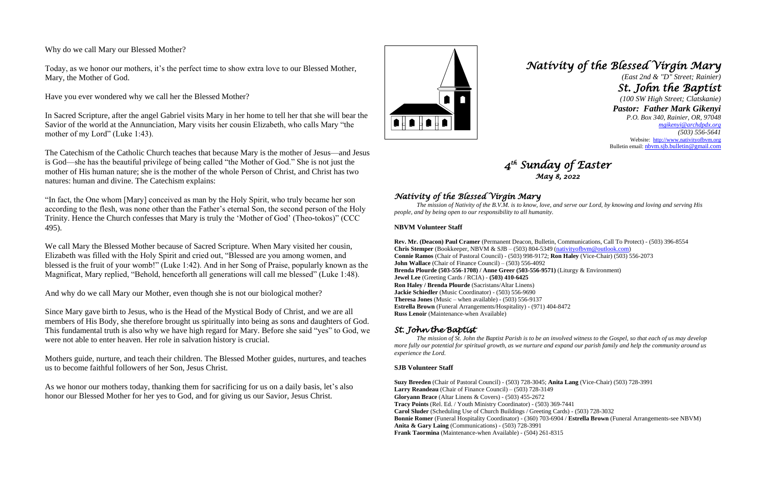Why do we call Mary our Blessed Mother?

Today, as we honor our mothers, it's the perfect time to show extra love to our Blessed Mother, Mary, the Mother of God.

Have you ever wondered why we call her the Blessed Mother?

In Sacred Scripture, after the angel Gabriel visits Mary in her home to tell her that she will bear the Savior of the world at the Annunciation, Mary visits her cousin Elizabeth, who calls Mary "the mother of my Lord" (Luke 1:43).

The Catechism of the Catholic Church teaches that because Mary is the mother of Jesus—and Jesus is God—she has the beautiful privilege of being called "the Mother of God." She is not just the mother of His human nature; she is the mother of the whole Person of Christ, and Christ has two natures: human and divine. The Catechism explains:

"In fact, the One whom [Mary] conceived as man by the Holy Spirit, who truly became her son according to the flesh, was none other than the Father's eternal Son, the second person of the Holy Trinity. Hence the Church confesses that Mary is truly the 'Mother of God' (Theo-tokos)" (CCC 495).

We call Mary the Blessed Mother because of Sacred Scripture. When Mary visited her cousin, Elizabeth was filled with the Holy Spirit and cried out, "Blessed are you among women, and blessed is the fruit of your womb!" (Luke 1:42). And in her Song of Praise, popularly known as the Magnificat, Mary replied, "Behold, henceforth all generations will call me blessed" (Luke 1:48).

And why do we call Mary our Mother, even though she is not our biological mother?

Since Mary gave birth to Jesus, who is the Head of the Mystical Body of Christ, and we are all members of His Body, she therefore brought us spiritually into being as sons and daughters of God. This fundamental truth is also why we have high regard for Mary. Before she said "yes" to God, we were not able to enter heaven. Her role in salvation history is crucial.

Mothers guide, nurture, and teach their children. The Blessed Mother guides, nurtures, and teaches us to become faithful followers of her Son, Jesus Christ.

As we honor our mothers today, thanking them for sacrificing for us on a daily basis, let's also honor our Blessed Mother for her yes to God, and for giving us our Savior, Jesus Christ.

# *Nativity of the Blessed Virgin Mary*

*(East 2nd & "D" Street; Rainier)*

# *St. John the Baptist*

*(100 SW High Street; Clatskanie)*

***Pastor: Father Mark Gikenyi***

*P.O. Box 340, Rainier, OR, 97048*

*mgikenyi@archdpdx.org*

*(503) 556-5641*

Website: http://www.nativityofbvm.org

Bulletin email: nbvm.sjb.bulletin@gmail.com

## *4th Sunday of Easter*

*May 8, 2022*

## *Nativity of the Blessed Virgin Mary*

*The mission of Nativity of the B.V.M. is to know, love, and serve our Lord, by knowing and loving and serving His people, and by being open to our responsibility to all humanity.*

**NBVM Volunteer Staff**

**Rev. Mr. (Deacon) Paul Cramer** (Permanent Deacon, Bulletin, Communications, Call To Protect) - (503) 396-8554
**Chris Stemper** (Bookkeeper, NBVM & SJB – (503) 804-5349 (nativityofbvm@outlook.com)
**Connie Ramos** (Chair of Pastoral Council) - (503) 998-9172; **Ron Haley** (Vice-Chair) (503) 556-2073
**John Wallace** (Chair of Finance Council) – (503) 556-4092
**Brenda Plourde (503-556-1708) / Anne Greer (503-556-9571)** (Liturgy & Environment)
**Jewel Lee** (Greeting Cards / RCIA) - **(503) 410-6425**
**Ron Haley / Brenda Plourde** (Sacristans/Altar Linens)
**Jackie Schiedler** (Music Coordinator) - (503) 556-9690
**Theresa Jones** (Music – when available) - (503) 556-9137
**Estrella Brown** (Funeral Arrangements/Hospitality) - (971) 404-8472
**Russ Lenoir** (Maintenance-when Available)

## *St. John the Baptist*

*The mission of St. John the Baptist Parish is to be an involved witness to the Gospel, so that each of us may develop more fully our potential for spiritual growth, as we nurture and expand our parish family and help the community around us experience the Lord.*

**SJB Volunteer Staff**

**Suzy Breeden** (Chair of Pastoral Council) - (503) 728-3045; **Anita Lang** (Vice-Chair) (503) 728-3991
**Larry Reandeau** (Chair of Finance Council) – (503) 728-3149
**Gloryann Brace** (Altar Linens & Covers) - (503) 455-2672
**Tracy Points** (Rel. Ed. / Youth Ministry Coordinator) - (503) 369-7441
**Carol Sluder** (Scheduling Use of Church Buildings / Greeting Cards) - (503) 728-3032
**Bonnie Romer** (Funeral Hospitality Coordinator) - (360) 703-6904 / **Estrella Brown** (Funeral Arrangements-see NBVM)
**Anita & Gary Laing** (Communications) - (503) 728-3991
**Frank Taormina** (Maintenance-when Available) - (504) 261-8315